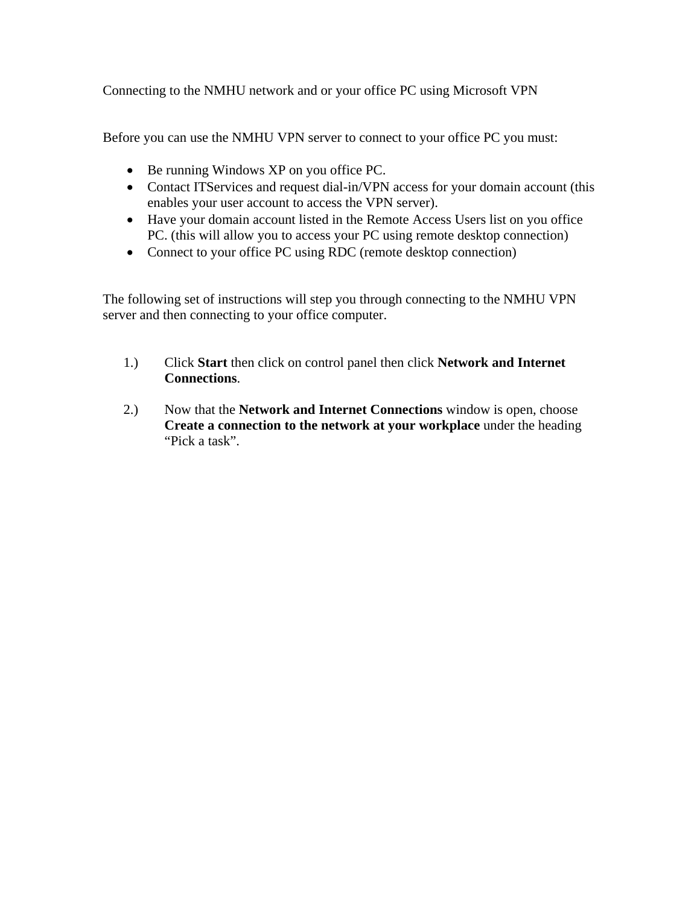Connecting to the NMHU network and or your office PC using Microsoft VPN

Before you can use the NMHU VPN server to connect to your office PC you must:

- Be running Windows XP on you office PC.
- Contact ITServices and request dial-in/VPN access for your domain account (this enables your user account to access the VPN server).
- Have your domain account listed in the Remote Access Users list on you office PC. (this will allow you to access your PC using remote desktop connection)
- Connect to your office PC using RDC (remote desktop connection)

The following set of instructions will step you through connecting to the NMHU VPN server and then connecting to your office computer.

1.) Click **Start** then click on control panel then click **Network and Internet Connections**.

2.) Now that the **Network and Internet Connections** window is open, choose **Create a connection to the network at your workplace** under the heading "Pick a task".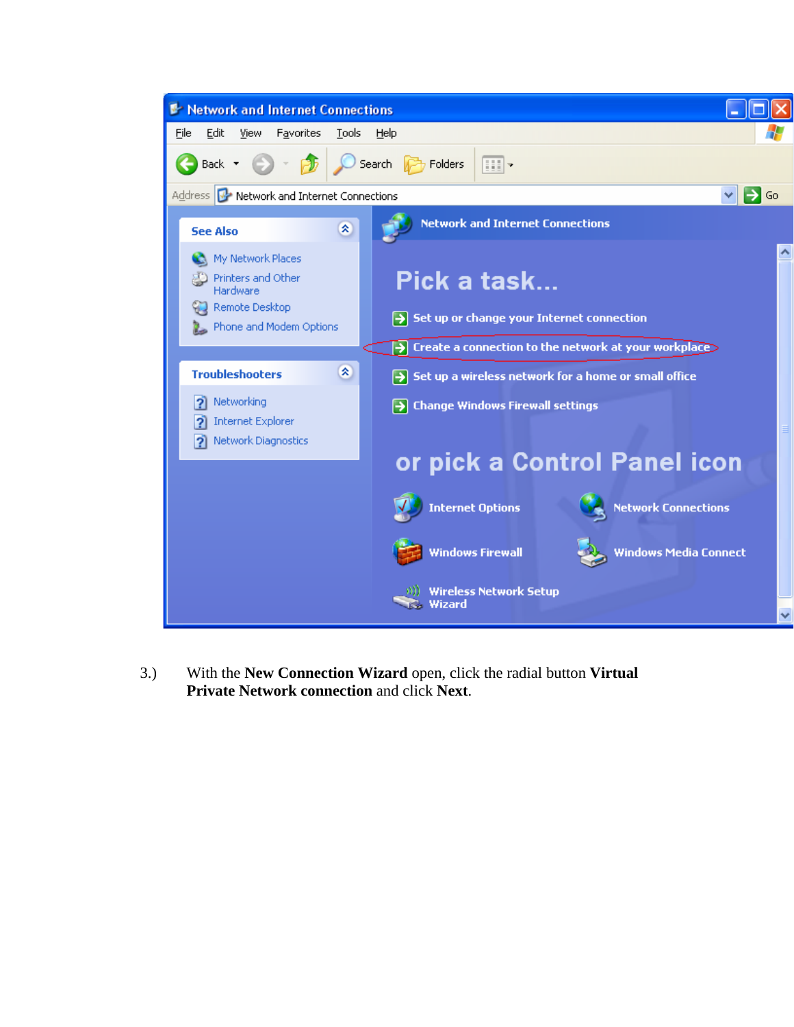3.) With the **New Connection Wizard** open, click the radial button **Virtual Private Network connection** and click **Next**.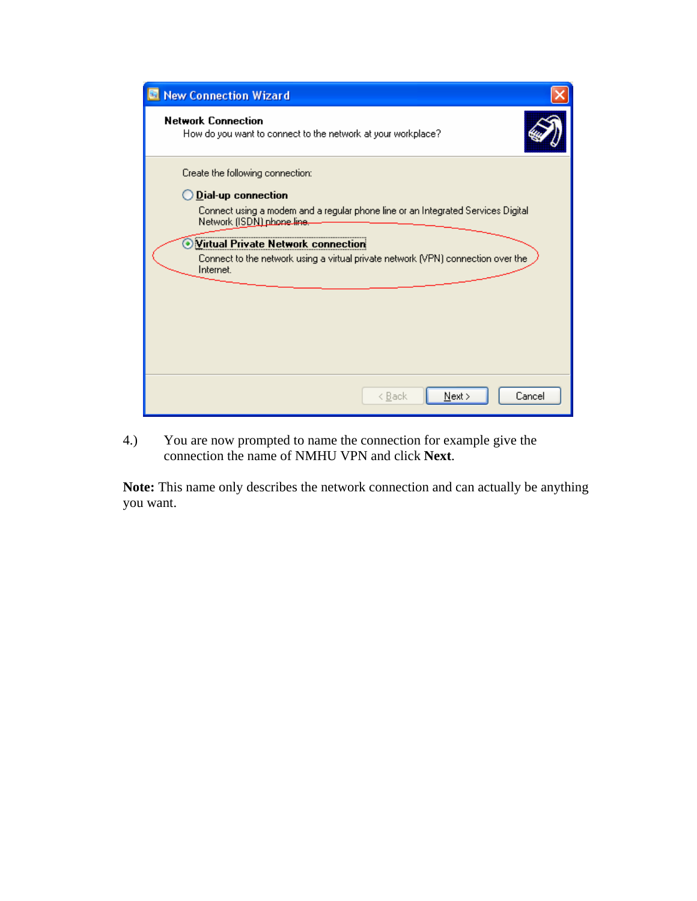4.) You are now prompted to name the connection for example give the connection the name of NMHU VPN and click **Next**.

**Note:** This name only describes the network connection and can actually be anything you want.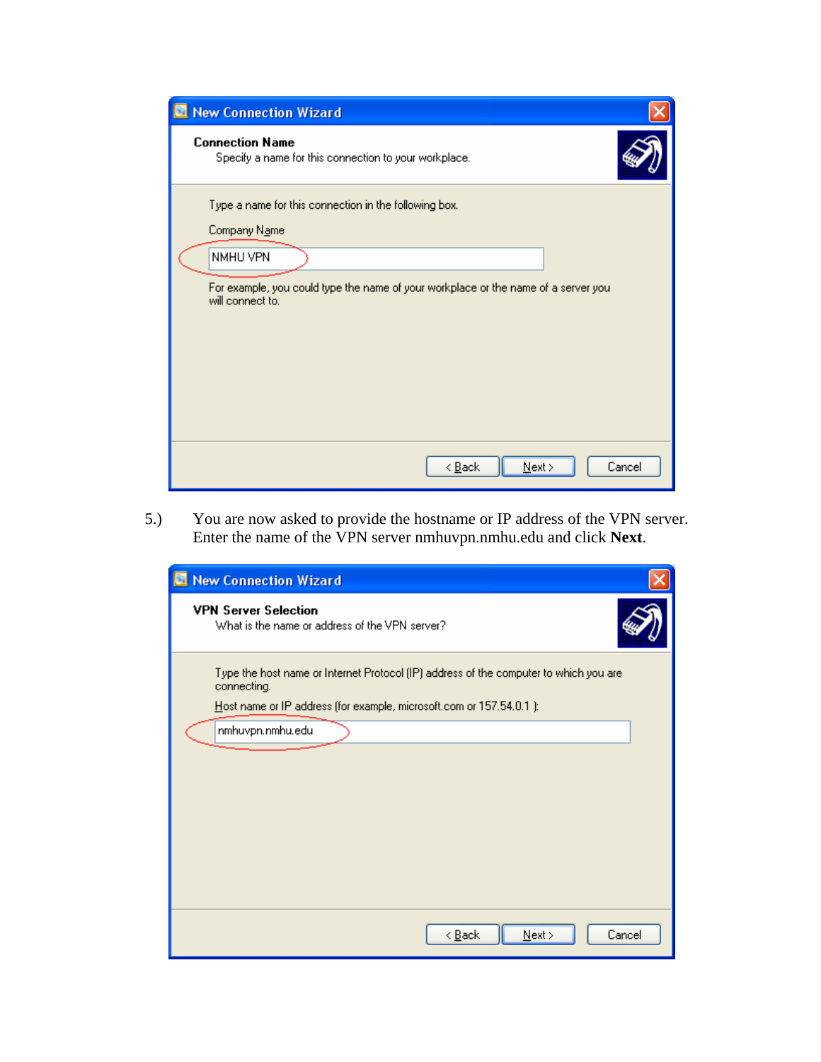**New Connection Wizard**

**Connection Name**

Specify a name for this connection to your workplace.

Type a name for this connection in the following box.

Company Name

NMHU VPN

For example, you could type the name of your workplace or the name of a server you will connect to.

< Back | Next > | Cancel

5.) You are now asked to provide the hostname or IP address of the VPN server. Enter the name of the VPN server nmhuvpn.nmhu.edu and click **Next**.

**New Connection Wizard**

**VPN Server Selection**

What is the name or address of the VPN server?

Type the host name or Internet Protocol (IP) address of the computer to which you are connecting.

Host name or IP address (for example, microsoft.com or 157.54.0.1 ):

nmhuvpn.nmhu.edu

< Back | Next > | Cancel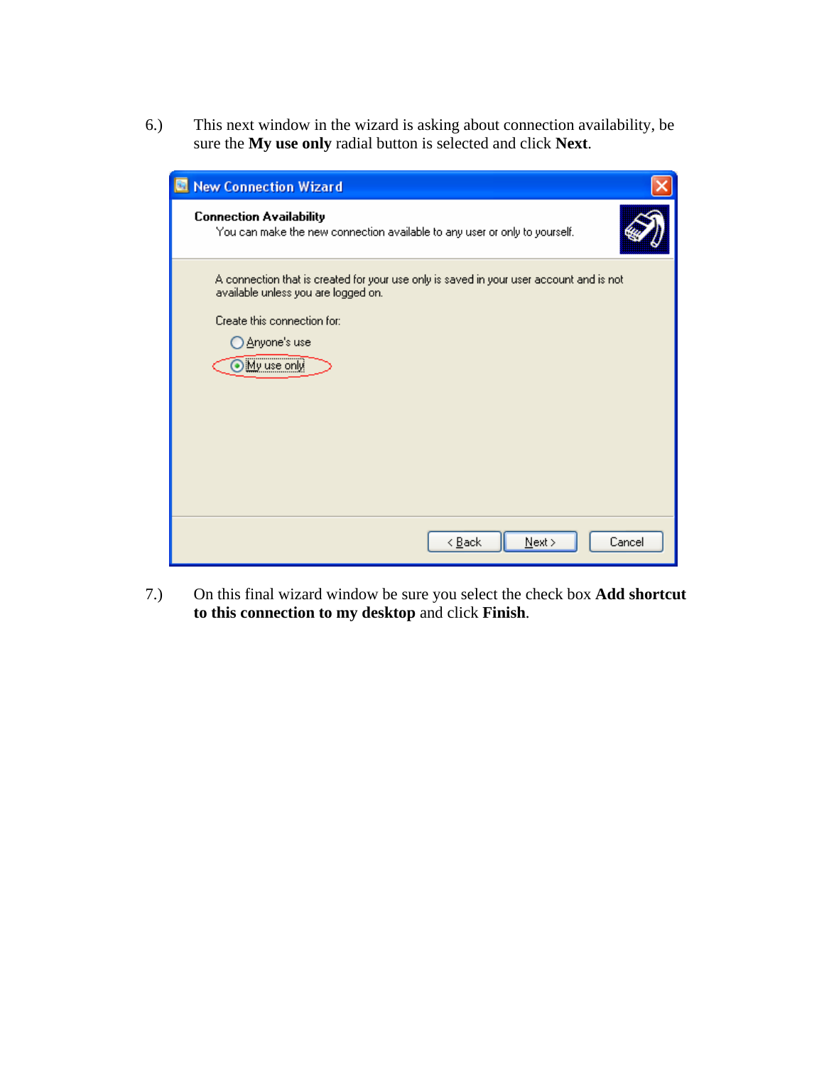6.) This next window in the wizard is asking about connection availability, be sure the **My use only** radial button is selected and click **Next**.

7.) On this final wizard window be sure you select the check box **Add shortcut to this connection to my desktop** and click **Finish**.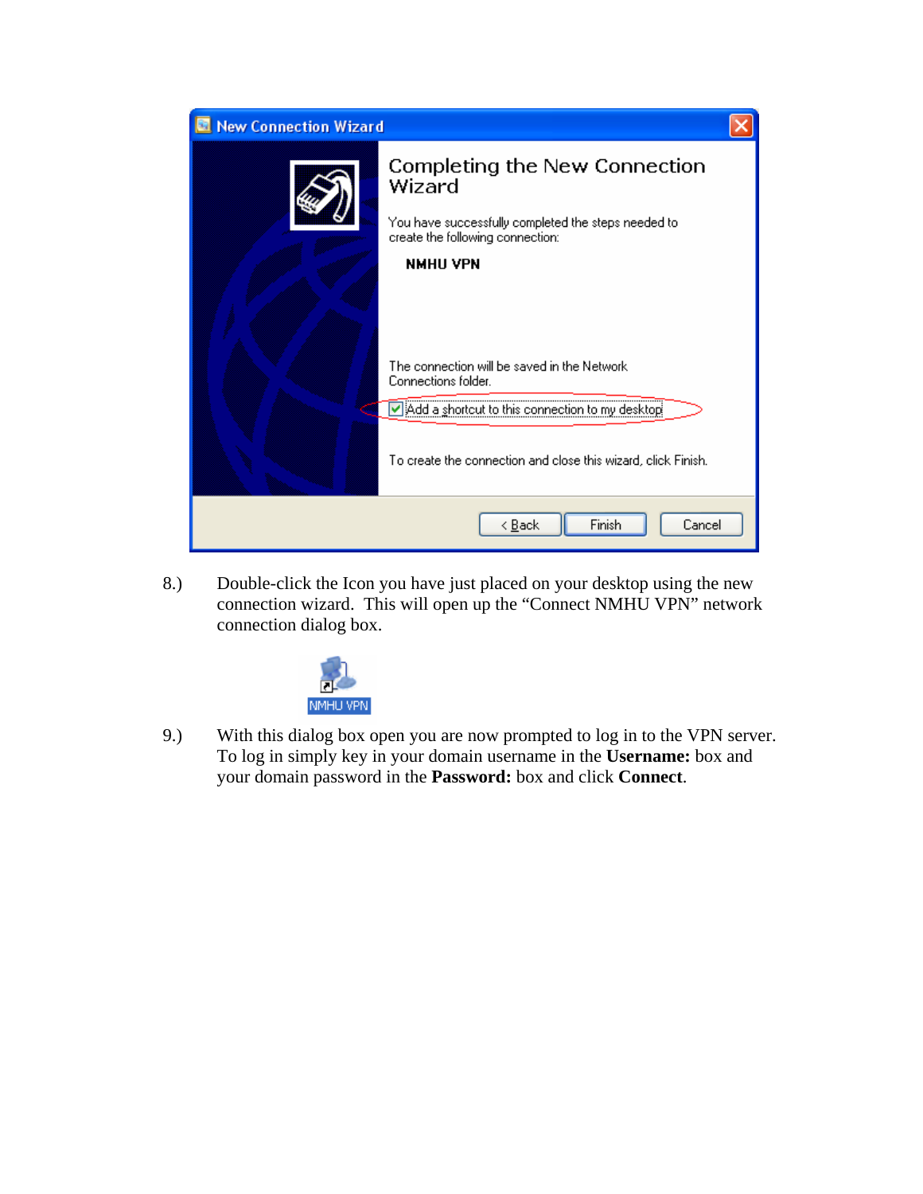8.) Double-click the Icon you have just placed on your desktop using the new connection wizard. This will open up the "Connect NMHU VPN" network connection dialog box.

9.) With this dialog box open you are now prompted to log in to the VPN server. To log in simply key in your domain username in the **Username:** box and your domain password in the **Password:** box and click **Connect**.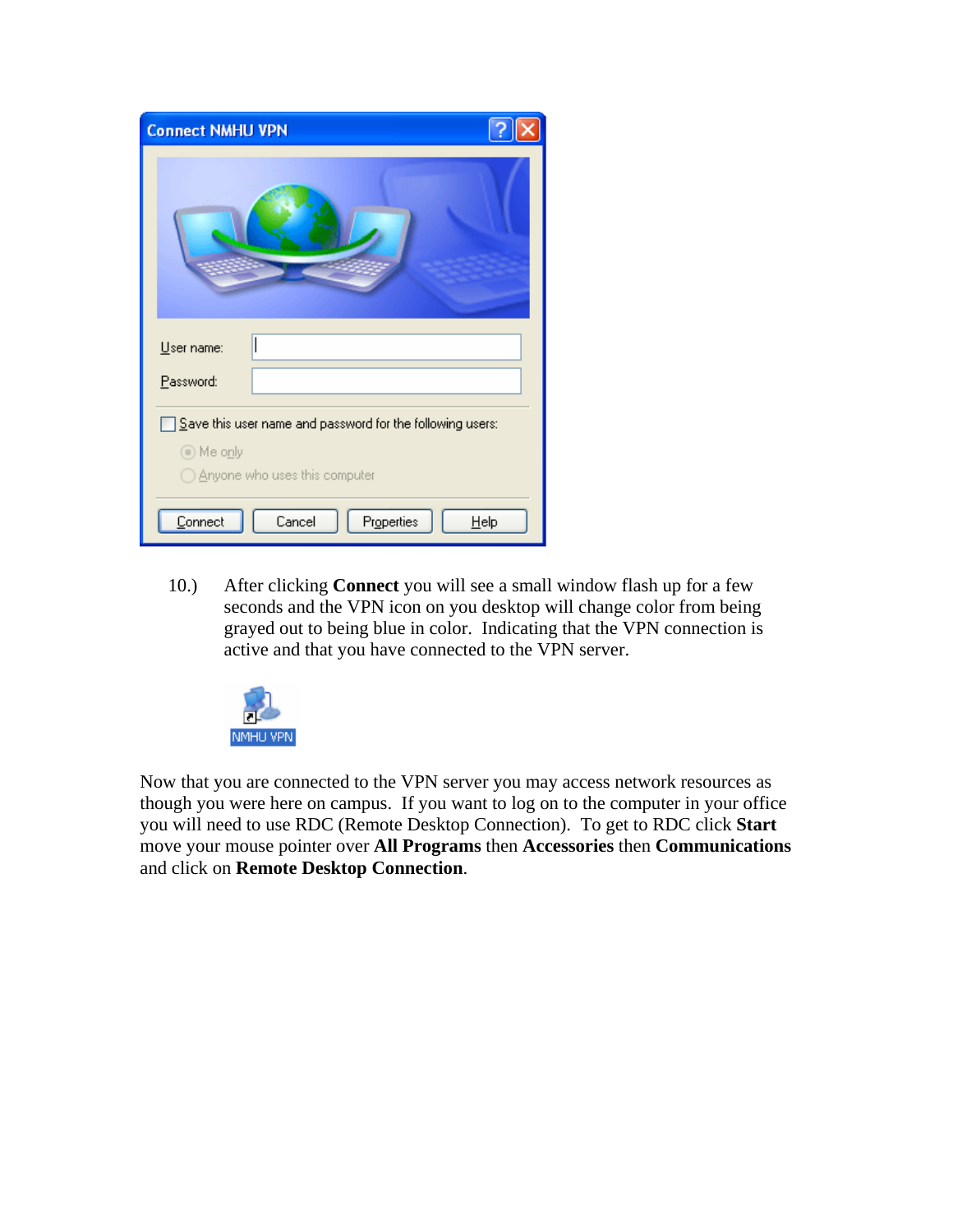10.) After clicking **Connect** you will see a small window flash up for a few seconds and the VPN icon on you desktop will change color from being grayed out to being blue in color. Indicating that the VPN connection is active and that you have connected to the VPN server.

Now that you are connected to the VPN server you may access network resources as though you were here on campus. If you want to log on to the computer in your office you will need to use RDC (Remote Desktop Connection). To get to RDC click **Start** move your mouse pointer over **All Programs** then **Accessories** then **Communications** and click on **Remote Desktop Connection**.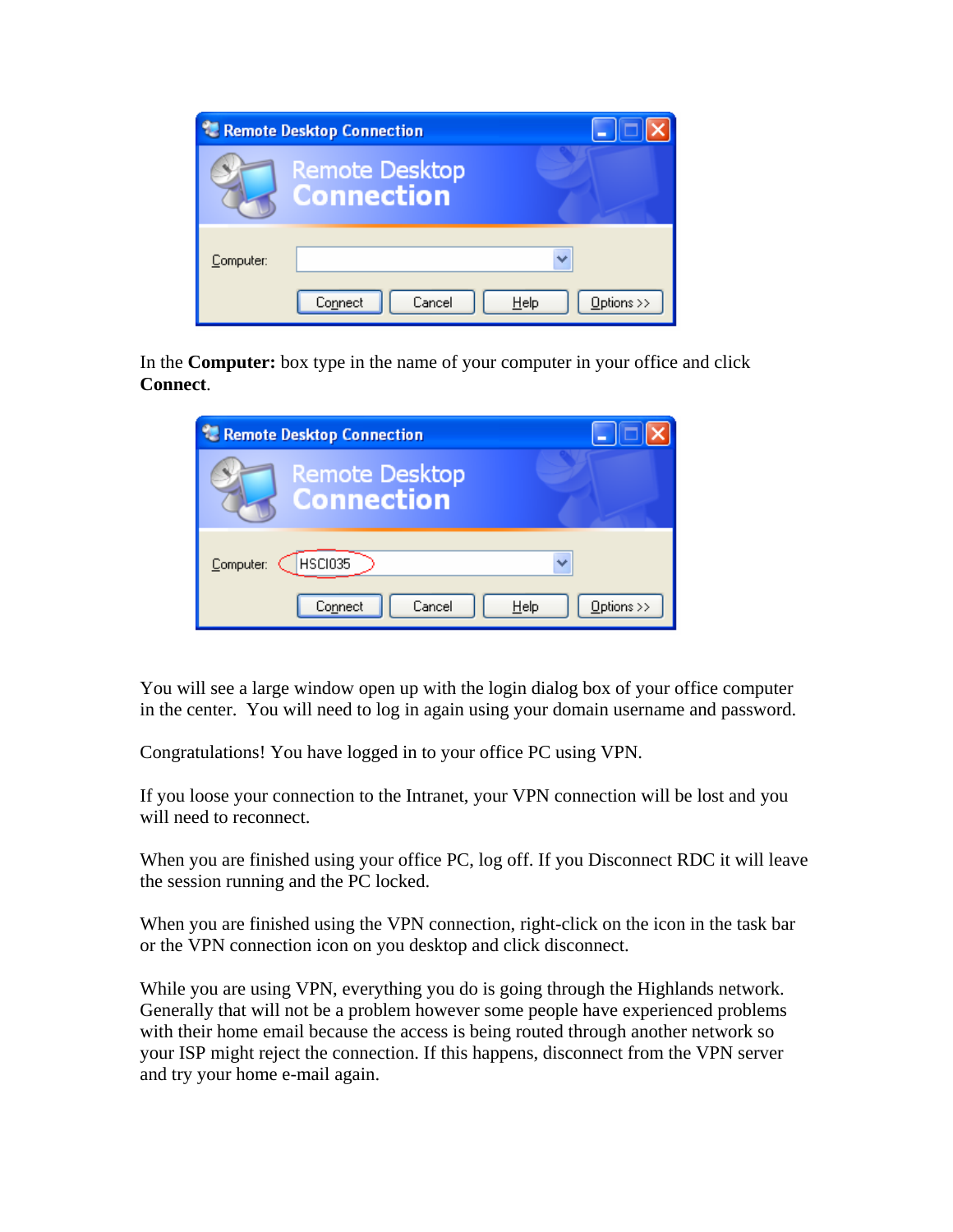In the **Computer:** box type in the name of your computer in your office and click **Connect**.

You will see a large window open up with the login dialog box of your office computer in the center. You will need to log in again using your domain username and password.

Congratulations! You have logged in to your office PC using VPN.

If you loose your connection to the Intranet, your VPN connection will be lost and you will need to reconnect.

When you are finished using your office PC, log off. If you Disconnect RDC it will leave the session running and the PC locked.

When you are finished using the VPN connection, right-click on the icon in the task bar or the VPN connection icon on you desktop and click disconnect.

While you are using VPN, everything you do is going through the Highlands network. Generally that will not be a problem however some people have experienced problems with their home email because the access is being routed through another network so your ISP might reject the connection. If this happens, disconnect from the VPN server and try your home e-mail again.